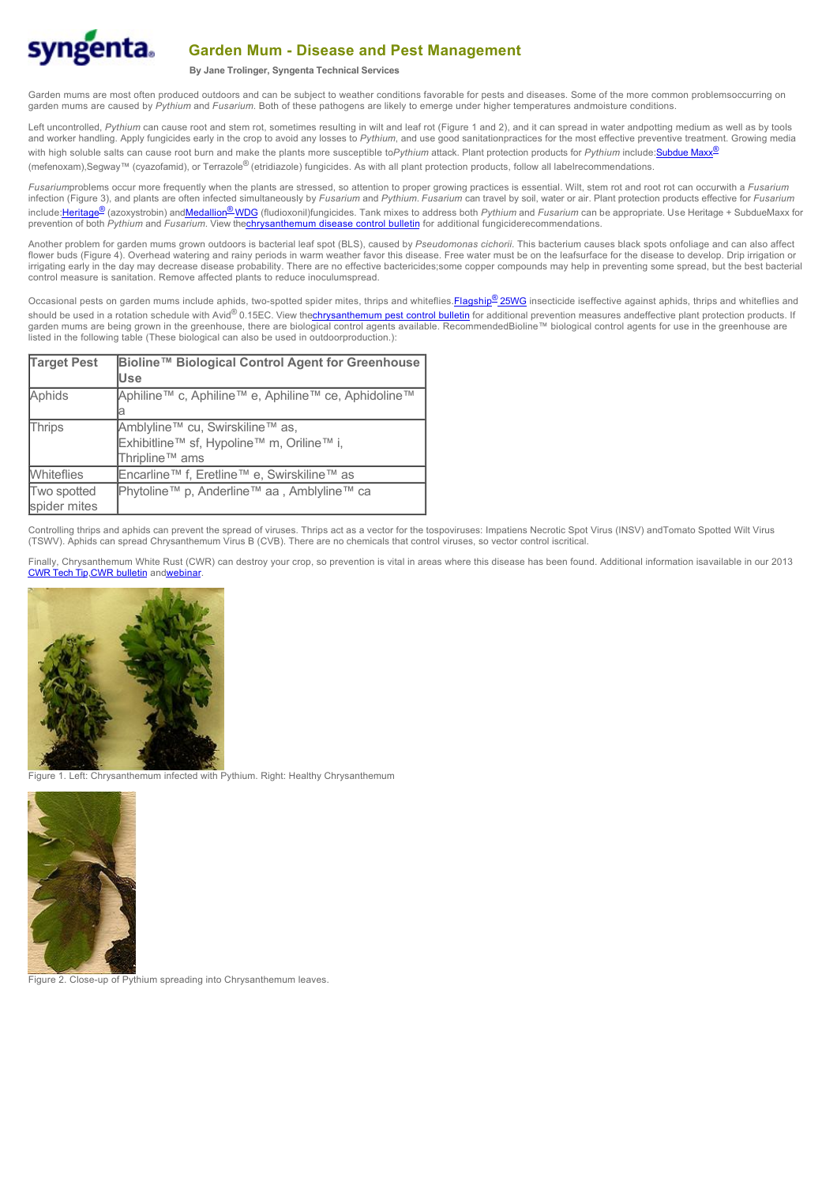# Garden Mum - Disease and Pest Management

**By Jane Trolinger, Syngenta Technical Services**

Garden mums are most often produced outdoors and can be subject to weather conditions favorable for pests and diseases. Some of the more common problemsoccurring on garden mums are caused by *Pythium* and *Fusarium*. Both of these pathogens are likely to emerge under higher temperatures andmoisture conditions.

Left uncontrolled, *Pythium* can cause root and stem rot, sometimes resulting in wilt and leaf rot (Figure 1 and 2), and it can spread in water andpotting medium as well as by tools and worker handling. Apply fungicides early in the crop to avoid any losses to *Pythium*, and use good sanitationpractices for the most effective preventive treatment. Growing media with high soluble salts can cause root burn and make the plants more susceptible to*Pythium* attack. Plant protection products for *Pythium* include:Subdue Maxx® (mefenoxam),Segway™ (cyazofamid), or Terrazole® (etridiazole) fungicides. As with all plant protection products, follow all labelrecommendations.

*Fusarium*problems occur more frequently when the plants are stressed, so attention to proper growing practices is essential. Wilt, stem rot and root rot can occurwith a *Fusarium* infection (Figure 3), and plants are often infected simultaneously by *Fusarium* and *Pythium*. *Fusarium* can travel by soil, water or air. Plant protection products effective for *Fusarium* include:Heritage® (azoxystrobin) andMedallion® WDG (fludioxonil)fungicides. Tank mixes to address both *Pythium* and *Fusarium* can be appropriate. Use Heritage + SubdueMaxx for prevention of both *Pythium* and *Fusarium*. View thechrysanthemum disease control bulletin for additional fungiciderecommendations.

Another problem for garden mums grown outdoors is bacterial leaf spot (BLS), caused by *Pseudomonas cichorii*. This bacterium causes black spots onfoliage and can also affect flower buds (Figure 4). Overhead watering and rainy periods in warm weather favor this disease. Free water must be on the leafsurface for the disease to develop. Drip irrigation or irrigating early in the day may decrease disease probability. There are no effective bactericides;some copper compounds may help in preventing some spread, but the best bacterial control measure is sanitation. Remove affected plants to reduce inoculumspread.

Occasional pests on garden mums include aphids, two-spotted spider mites, thrips and whiteflies.Flagship® 25WG insecticide iseffective against aphids, thrips and whiteflies and should be used in a rotation schedule with Avid® 0.15EC. View thechrysanthemum pest control bulletin for additional prevention measures andeffective plant protection products. If garden mums are being grown in the greenhouse, there are biological control agents available. RecommendedBioline™ biological control agents for use in the greenhouse are listed in the following table (These biological can also be used in outdoorproduction.):

| Target Pest | Bioline™ Biological Control Agent for Greenhouse Use |
|---|---|
| Aphids | Aphiline™ c, Aphiline™ e, Aphiline™ ce, Aphidoline™ a |
| Thrips | Amblyline™ cu, Swirskiline™ as, Exhibitline™ sf, Hypoline™ m, Oriline™ i, Thripline™ ams |
| Whiteflies | Encarline™ f, Eretline™ e, Swirskiline™ as |
| Two spotted spider mites | Phytoline™ p, Anderline™ aa , Amblyline™ ca |

Controlling thrips and aphids can prevent the spread of viruses. Thrips act as a vector for the tospoviruses: Impatiens Necrotic Spot Virus (INSV) andTomato Spotted Wilt Virus (TSWV). Aphids can spread Chrysanthemum Virus B (CVB). There are no chemicals that control viruses, so vector control iscritical.

Finally, Chrysanthemum White Rust (CWR) can destroy your crop, so prevention is vital in areas where this disease has been found. Additional information isavailable in our 2013 CWR Tech Tip,CWR bulletin andwebinar.

Figure 1. Left: Chrysanthemum infected with Pythium. Right: Healthy Chrysanthemum

Figure 2. Close-up of Pythium spreading into Chrysanthemum leaves.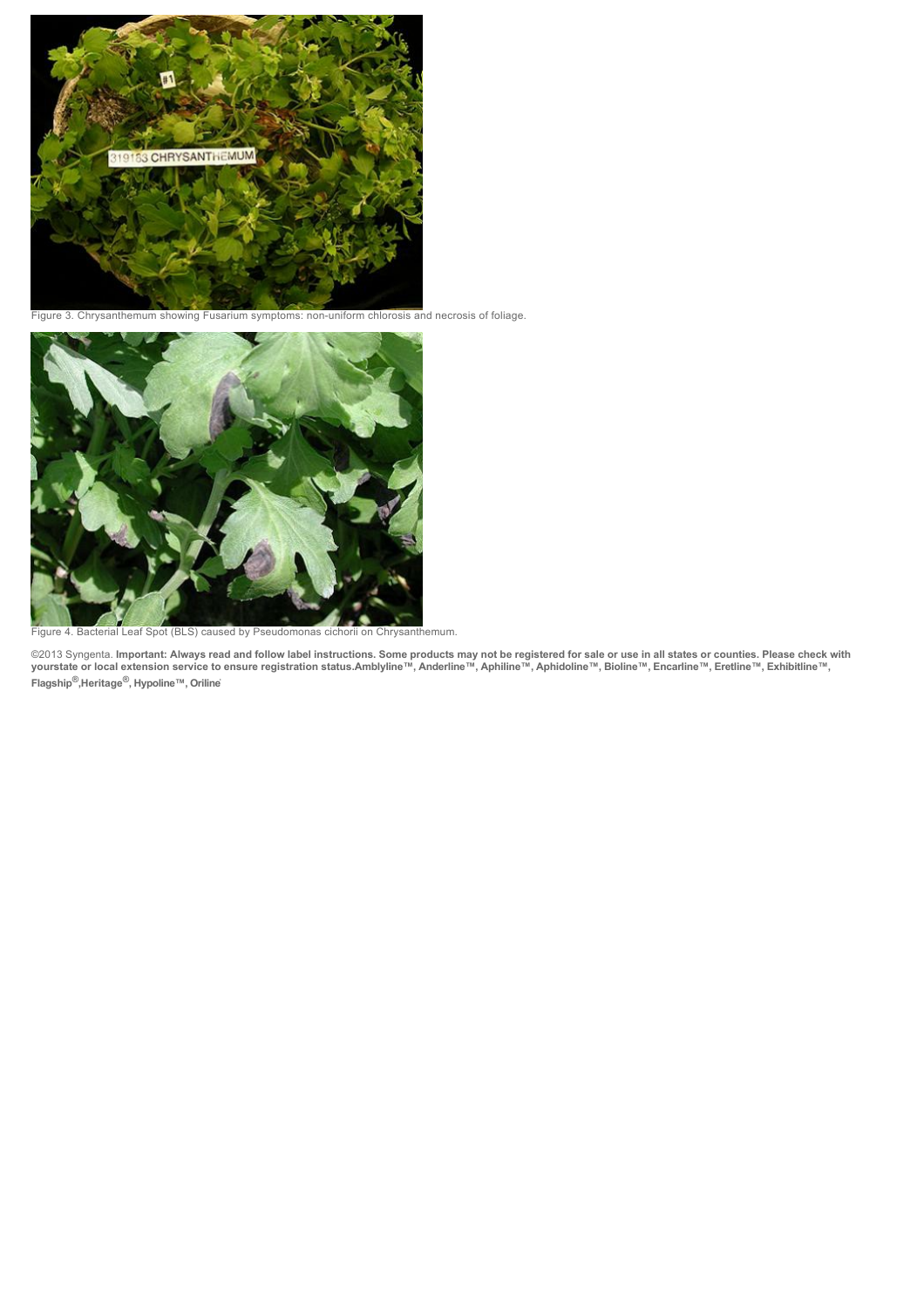Figure 3. Chrysanthemum showing Fusarium symptoms: non-uniform chlorosis and necrosis of foliage.

Figure 4. Bacterial Leaf Spot (BLS) caused by Pseudomonas cichorii on Chrysanthemum.

©2013 Syngenta. **Important: Always read and follow label instructions. Some products may not be registered for sale or use in all states or counties. Please check with yourstate or local extension service to ensure registration status.Amblyline™, Anderline™, Aphiline™, Aphidoline™, Bioline™, Encarline™, Eretline™, Exhibitline™, Flagship®,Heritage®, Hypoline™, Oriline**